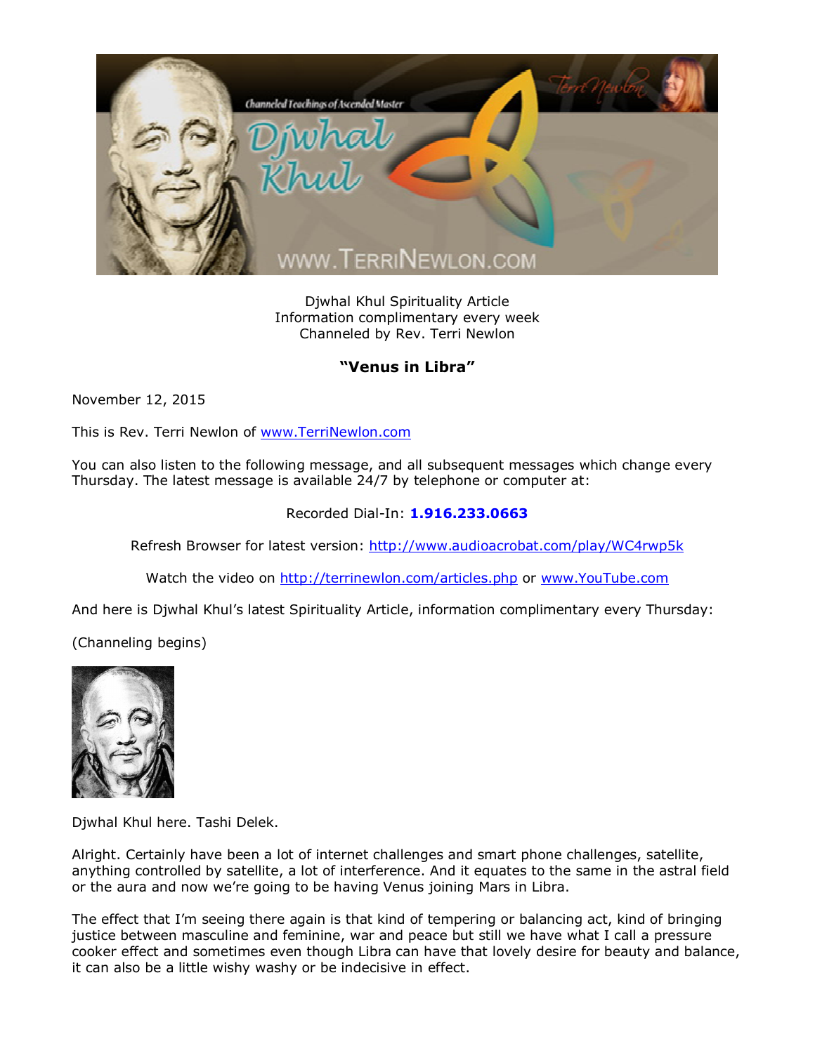Djwhal Khul Spirituality Article
Information complimentary every week
Channeled by Rev. Terri Newlon

## "Venus in Libra"

November 12, 2015

This is Rev. Terri Newlon of www.TerriNewlon.com

You can also listen to the following message, and all subsequent messages which change every Thursday. The latest message is available 24/7 by telephone or computer at:

Recorded Dial-In: **1.916.233.0663**

Refresh Browser for latest version: http://www.audioacrobat.com/play/WC4rwp5k

Watch the video on http://terrinewlon.com/articles.php or www.YouTube.com

And here is Djwhal Khul's latest Spirituality Article, information complimentary every Thursday:

(Channeling begins)

Djwhal Khul here. Tashi Delek.

Alright. Certainly have been a lot of internet challenges and smart phone challenges, satellite, anything controlled by satellite, a lot of interference. And it equates to the same in the astral field or the aura and now we're going to be having Venus joining Mars in Libra.

The effect that I'm seeing there again is that kind of tempering or balancing act, kind of bringing justice between masculine and feminine, war and peace but still we have what I call a pressure cooker effect and sometimes even though Libra can have that lovely desire for beauty and balance, it can also be a little wishy washy or be indecisive in effect.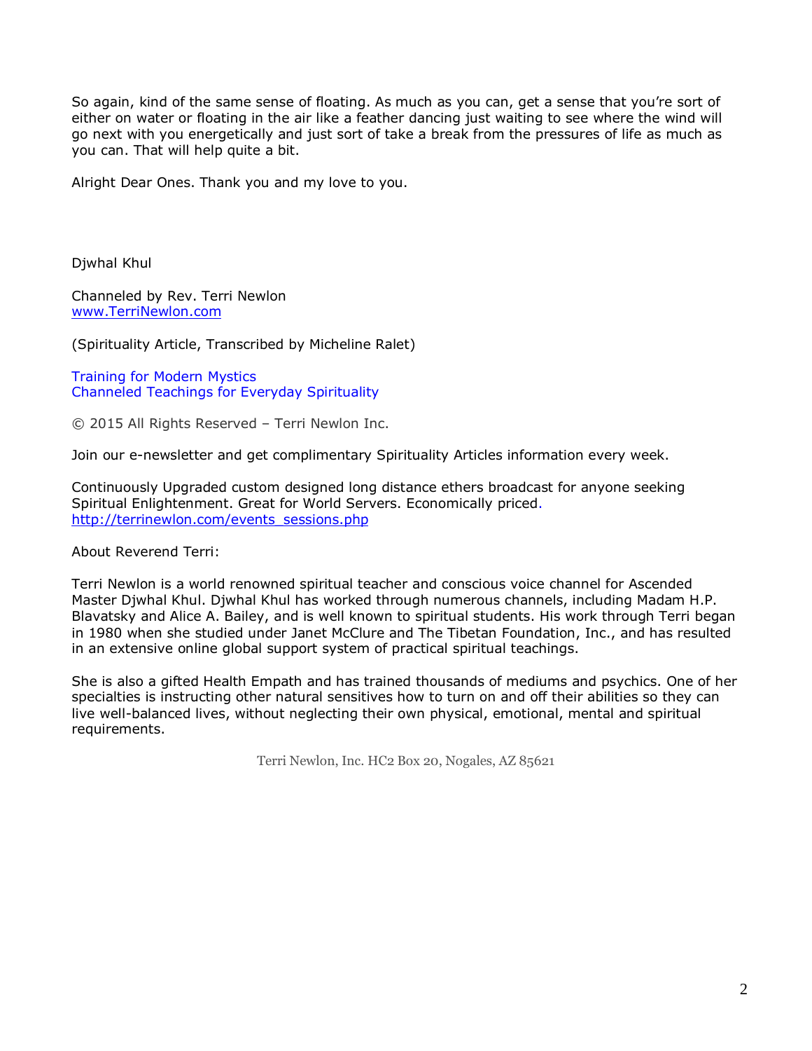So again, kind of the same sense of floating. As much as you can, get a sense that you're sort of either on water or floating in the air like a feather dancing just waiting to see where the wind will go next with you energetically and just sort of take a break from the pressures of life as much as you can. That will help quite a bit.

Alright Dear Ones. Thank you and my love to you.

Djwhal Khul

Channeled by Rev. Terri Newlon
www.TerriNewlon.com

(Spirituality Article, Transcribed by Micheline Ralet)

Training for Modern Mystics
Channeled Teachings for Everyday Spirituality

© 2015 All Rights Reserved – Terri Newlon Inc.

Join our e-newsletter and get complimentary Spirituality Articles information every week.

Continuously Upgraded custom designed long distance ethers broadcast for anyone seeking Spiritual Enlightenment. Great for World Servers. Economically priced.
http://terrinewlon.com/events_sessions.php

About Reverend Terri:

Terri Newlon is a world renowned spiritual teacher and conscious voice channel for Ascended Master Djwhal Khul. Djwhal Khul has worked through numerous channels, including Madam H.P. Blavatsky and Alice A. Bailey, and is well known to spiritual students. His work through Terri began in 1980 when she studied under Janet McClure and The Tibetan Foundation, Inc., and has resulted in an extensive online global support system of practical spiritual teachings.

She is also a gifted Health Empath and has trained thousands of mediums and psychics. One of her specialties is instructing other natural sensitives how to turn on and off their abilities so they can live well-balanced lives, without neglecting their own physical, emotional, mental and spiritual requirements.

Terri Newlon, Inc. HC2 Box 20, Nogales, AZ 85621